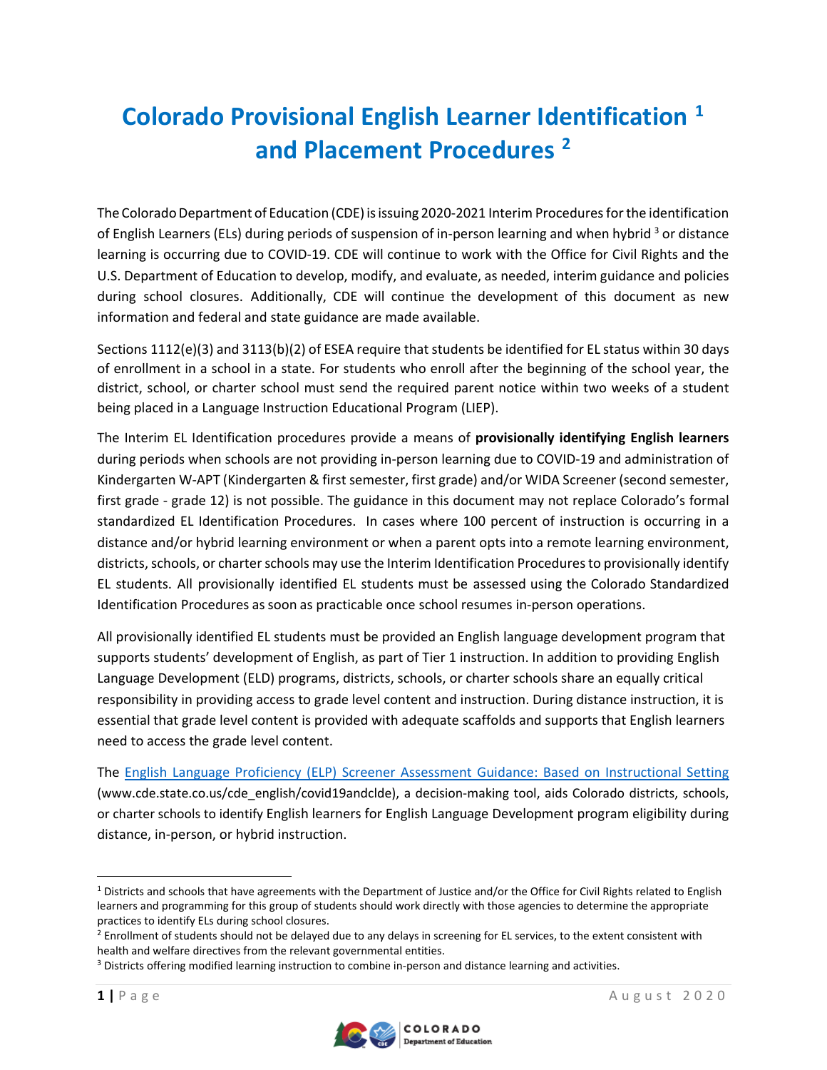# Colorado Provisional English Learner Identification [1] and Placement Procedures [2]

The Colorado Department of Education (CDE) is issuing 2020-2021 Interim Procedures for the identification of English Learners (ELs) during periods of suspension of in-person learning and when hybrid [3] or distance learning is occurring due to COVID-19. CDE will continue to work with the Office for Civil Rights and the U.S. Department of Education to develop, modify, and evaluate, as needed, interim guidance and policies during school closures. Additionally, CDE will continue the development of this document as new information and federal and state guidance are made available.

Sections 1112(e)(3) and 3113(b)(2) of ESEA require that students be identified for EL status within 30 days of enrollment in a school in a state. For students who enroll after the beginning of the school year, the district, school, or charter school must send the required parent notice within two weeks of a student being placed in a Language Instruction Educational Program (LIEP).

The Interim EL Identification procedures provide a means of **provisionally identifying English learners** during periods when schools are not providing in-person learning due to COVID-19 and administration of Kindergarten W-APT (Kindergarten & first semester, first grade) and/or WIDA Screener (second semester, first grade - grade 12) is not possible. The guidance in this document may not replace Colorado's formal standardized EL Identification Procedures. In cases where 100 percent of instruction is occurring in a distance and/or hybrid learning environment or when a parent opts into a remote learning environment, districts, schools, or charter schools may use the Interim Identification Procedures to provisionally identify EL students. All provisionally identified EL students must be assessed using the Colorado Standardized Identification Procedures as soon as practicable once school resumes in-person operations.

All provisionally identified EL students must be provided an English language development program that supports students' development of English, as part of Tier 1 instruction. In addition to providing English Language Development (ELD) programs, districts, schools, or charter schools share an equally critical responsibility in providing access to grade level content and instruction. During distance instruction, it is essential that grade level content is provided with adequate scaffolds and supports that English learners need to access the grade level content.

The [English Language Proficiency (ELP) Screener Assessment Guidance: Based on Instructional Setting](www.cde.state.co.us/cde_english/covid19andclde) (www.cde.state.co.us/cde_english/covid19andclde), a decision-making tool, aids Colorado districts, schools, or charter schools to identify English learners for English Language Development program eligibility during distance, in-person, or hybrid instruction.

---

[1] Districts and schools that have agreements with the Department of Justice and/or the Office for Civil Rights related to English learners and programming for this group of students should work directly with those agencies to determine the appropriate practices to identify ELs during school closures.

[2] Enrollment of students should not be delayed due to any delays in screening for EL services, to the extent consistent with health and welfare directives from the relevant governmental entities.

[3] Districts offering modified learning instruction to combine in-person and distance learning and activities.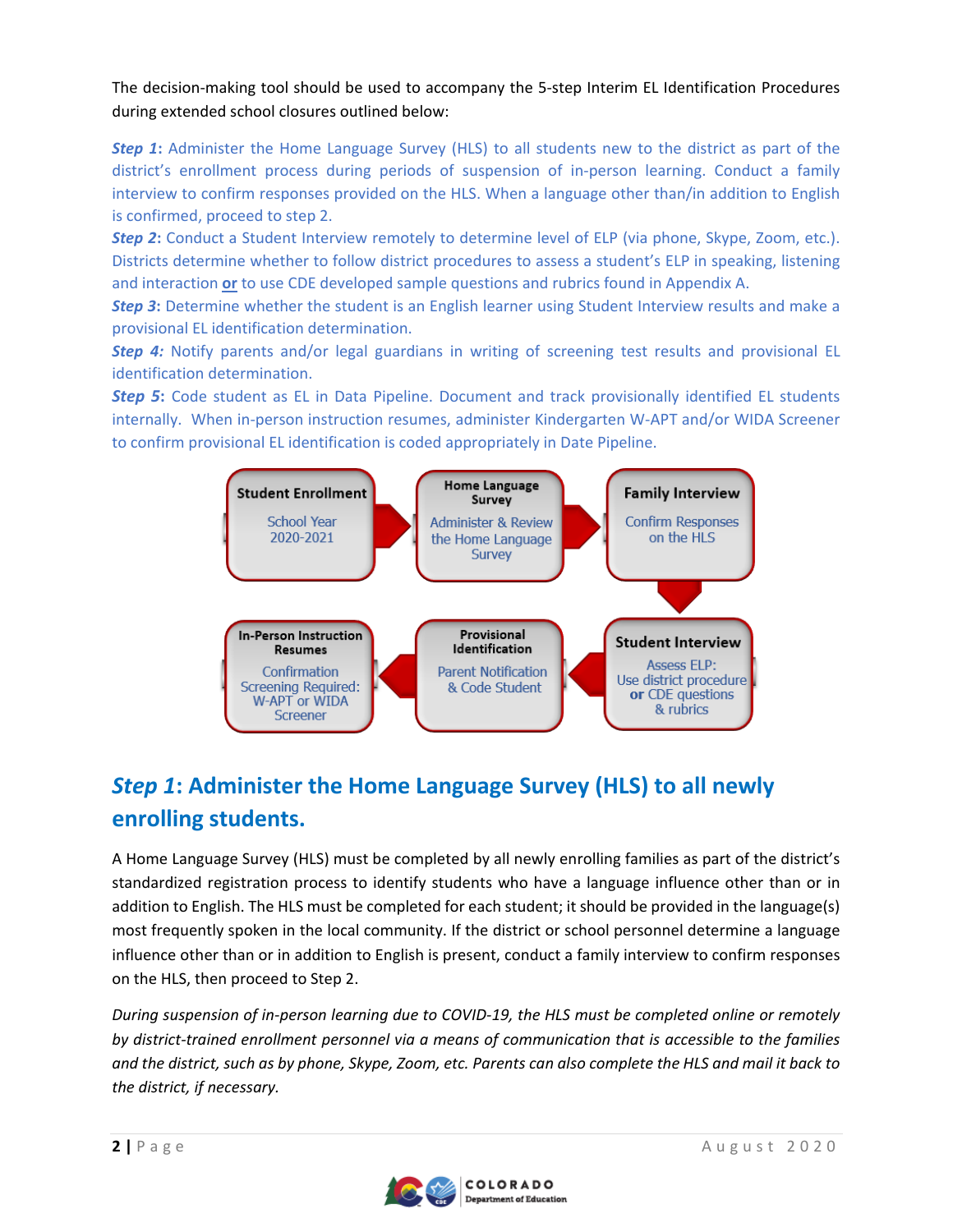The decision-making tool should be used to accompany the 5-step Interim EL Identification Procedures during extended school closures outlined below:

***Step 1*:** Administer the Home Language Survey (HLS) to all students new to the district as part of the district's enrollment process during periods of suspension of in-person learning. Conduct a family interview to confirm responses provided on the HLS. When a language other than/in addition to English is confirmed, proceed to step 2.

***Step 2*:** Conduct a Student Interview remotely to determine level of ELP (via phone, Skype, Zoom, etc.). Districts determine whether to follow district procedures to assess a student's ELP in speaking, listening and interaction **or** to use CDE developed sample questions and rubrics found in Appendix A.

***Step 3*:** Determine whether the student is an English learner using Student Interview results and make a provisional EL identification determination.

***Step 4:*** Notify parents and/or legal guardians in writing of screening test results and provisional EL identification determination.

***Step 5*:** Code student as EL in Data Pipeline. Document and track provisionally identified EL students internally. When in-person instruction resumes, administer Kindergarten W-APT and/or WIDA Screener to confirm provisional EL identification is coded appropriately in Date Pipeline.

**Student Enrollment** – School Year 2020-2021 → **Home Language Survey** – Administer & Review the Home Language Survey → **Family Interview** – Confirm Responses on the HLS → **Student Interview** – Assess ELP: Use district procedure **or** CDE questions & rubrics → **Provisional Identification** – Parent Notification & Code Student → **In-Person Instruction Resumes** – Confirmation Screening Required: W-APT or WIDA Screener

## *Step 1*: Administer the Home Language Survey (HLS) to all newly enrolling students.

A Home Language Survey (HLS) must be completed by all newly enrolling families as part of the district's standardized registration process to identify students who have a language influence other than or in addition to English. The HLS must be completed for each student; it should be provided in the language(s) most frequently spoken in the local community. If the district or school personnel determine a language influence other than or in addition to English is present, conduct a family interview to confirm responses on the HLS, then proceed to Step 2.

*During suspension of in-person learning due to COVID-19, the HLS must be completed online or remotely by district-trained enrollment personnel via a means of communication that is accessible to the families and the district, such as by phone, Skype, Zoom, etc. Parents can also complete the HLS and mail it back to the district, if necessary.*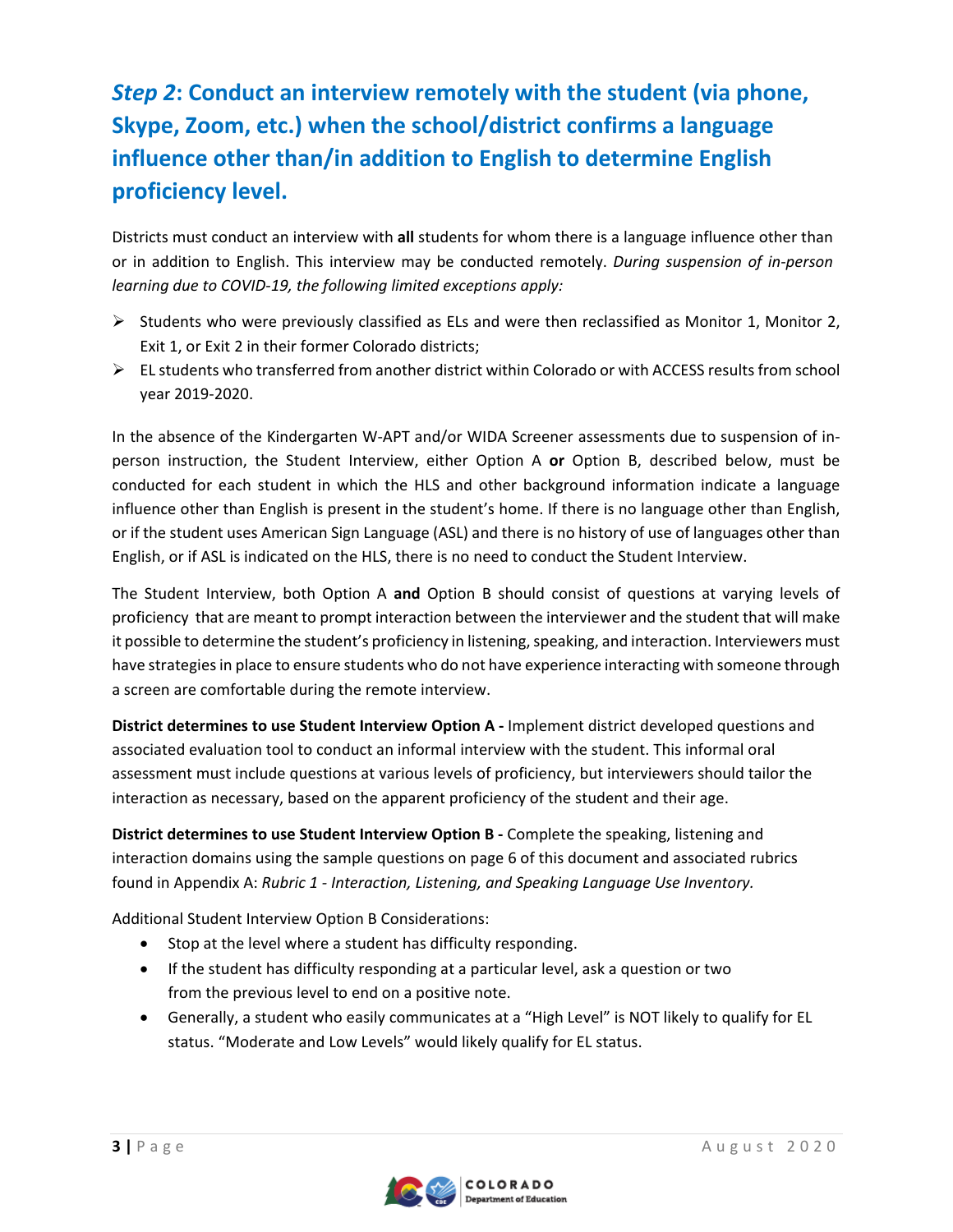## *Step 2*: Conduct an interview remotely with the student (via phone, Skype, Zoom, etc.) when the school/district confirms a language influence other than/in addition to English to determine English proficiency level.

Districts must conduct an interview with **all** students for whom there is a language influence other than or in addition to English. This interview may be conducted remotely. *During suspension of in-person learning due to COVID-19, the following limited exceptions apply:*

- Students who were previously classified as ELs and were then reclassified as Monitor 1, Monitor 2, Exit 1, or Exit 2 in their former Colorado districts;
- EL students who transferred from another district within Colorado or with ACCESS results from school year 2019-2020.

In the absence of the Kindergarten W-APT and/or WIDA Screener assessments due to suspension of in-person instruction, the Student Interview, either Option A **or** Option B, described below, must be conducted for each student in which the HLS and other background information indicate a language influence other than English is present in the student's home. If there is no language other than English, or if the student uses American Sign Language (ASL) and there is no history of use of languages other than English, or if ASL is indicated on the HLS, there is no need to conduct the Student Interview.

The Student Interview, both Option A **and** Option B should consist of questions at varying levels of proficiency that are meant to prompt interaction between the interviewer and the student that will make it possible to determine the student's proficiency in listening, speaking, and interaction. Interviewers must have strategies in place to ensure students who do not have experience interacting with someone through a screen are comfortable during the remote interview.

**District determines to use Student Interview Option A -** Implement district developed questions and associated evaluation tool to conduct an informal interview with the student. This informal oral assessment must include questions at various levels of proficiency, but interviewers should tailor the interaction as necessary, based on the apparent proficiency of the student and their age.

**District determines to use Student Interview Option B -** Complete the speaking, listening and interaction domains using the sample questions on page 6 of this document and associated rubrics found in Appendix A: *Rubric 1 - Interaction, Listening, and Speaking Language Use Inventory.*

Additional Student Interview Option B Considerations:

- Stop at the level where a student has difficulty responding.
- If the student has difficulty responding at a particular level, ask a question or two from the previous level to end on a positive note.
- Generally, a student who easily communicates at a "High Level" is NOT likely to qualify for EL status. "Moderate and Low Levels" would likely qualify for EL status.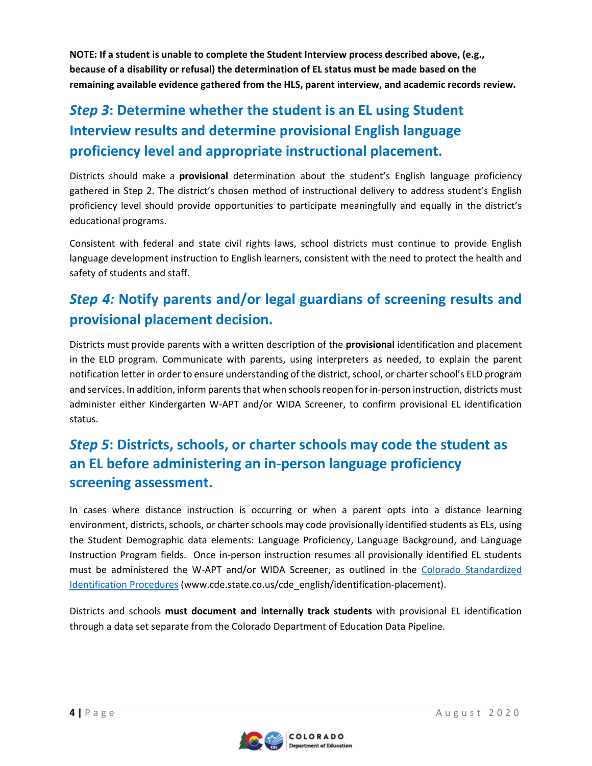**NOTE: If a student is unable to complete the Student Interview process described above, (e.g., because of a disability or refusal) the determination of EL status must be made based on the remaining available evidence gathered from the HLS, parent interview, and academic records review.**

## *Step 3*: Determine whether the student is an EL using Student Interview results and determine provisional English language proficiency level and appropriate instructional placement.

Districts should make a **provisional** determination about the student's English language proficiency gathered in Step 2. The district's chosen method of instructional delivery to address student's English proficiency level should provide opportunities to participate meaningfully and equally in the district's educational programs.

Consistent with federal and state civil rights laws, school districts must continue to provide English language development instruction to English learners, consistent with the need to protect the health and safety of students and staff.

## *Step 4:* Notify parents and/or legal guardians of screening results and provisional placement decision.

Districts must provide parents with a written description of the **provisional** identification and placement in the ELD program. Communicate with parents, using interpreters as needed, to explain the parent notification letter in order to ensure understanding of the district, school, or charter school's ELD program and services. In addition, inform parents that when schools reopen for in-person instruction, districts must administer either Kindergarten W-APT and/or WIDA Screener, to confirm provisional EL identification status.

## *Step 5*: Districts, schools, or charter schools may code the student as an EL before administering an in-person language proficiency screening assessment.

In cases where distance instruction is occurring or when a parent opts into a distance learning environment, districts, schools, or charter schools may code provisionally identified students as ELs, using the Student Demographic data elements: Language Proficiency, Language Background, and Language Instruction Program fields. Once in-person instruction resumes all provisionally identified EL students must be administered the W-APT and/or WIDA Screener, as outlined in the Colorado Standardized Identification Procedures (www.cde.state.co.us/cde_english/identification-placement).

Districts and schools **must document and internally track students** with provisional EL identification through a data set separate from the Colorado Department of Education Data Pipeline.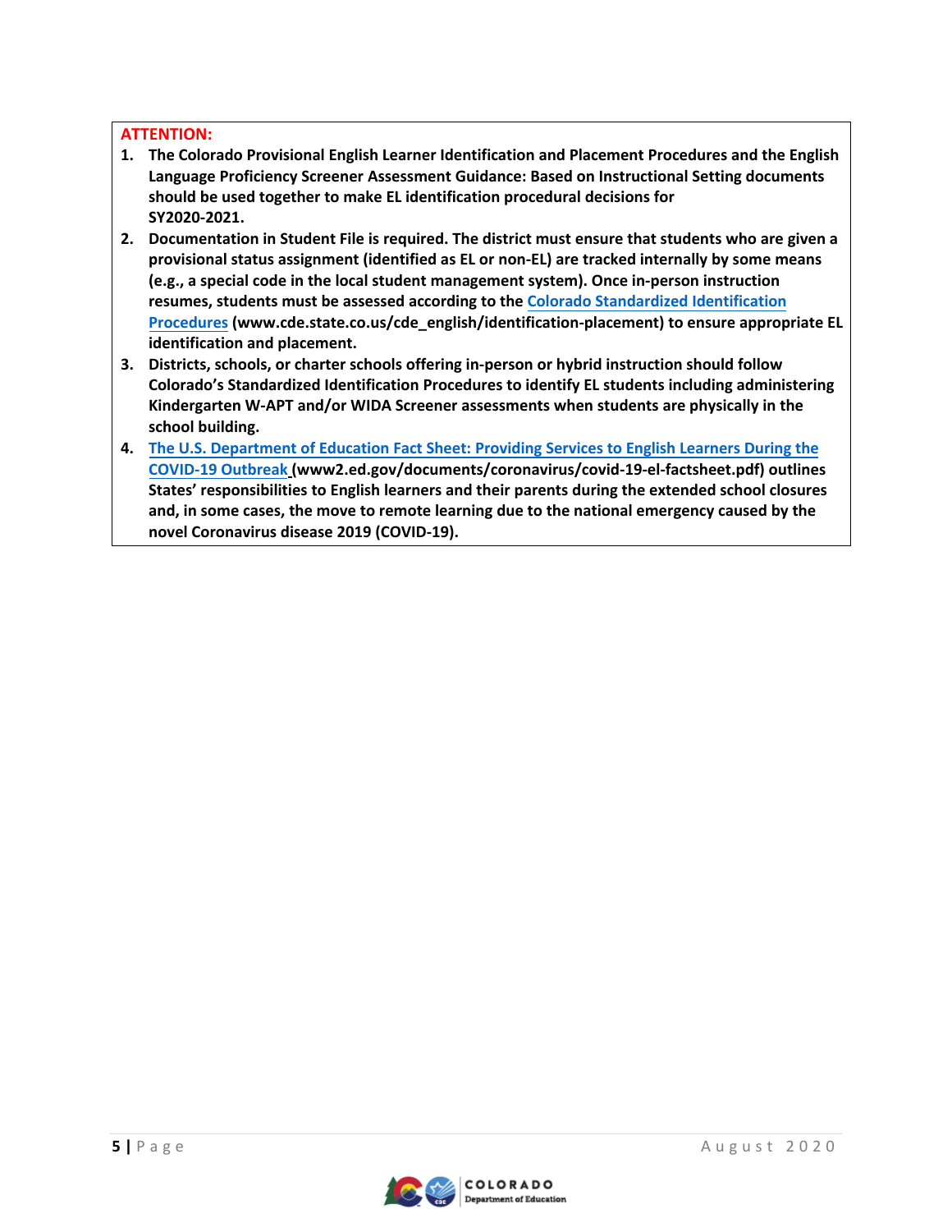**ATTENTION:**

1. **The Colorado Provisional English Learner Identification and Placement Procedures and the English Language Proficiency Screener Assessment Guidance: Based on Instructional Setting documents should be used together to make EL identification procedural decisions for SY2020-2021.**
2. **Documentation in Student File is required. The district must ensure that students who are given a provisional status assignment (identified as EL or non-EL) are tracked internally by some means (e.g., a special code in the local student management system). Once in-person instruction resumes, students must be assessed according to the [Colorado Standardized Identification Procedures](www.cde.state.co.us/cde_english/identification-placement) (www.cde.state.co.us/cde_english/identification-placement) to ensure appropriate EL identification and placement.**
3. **Districts, schools, or charter schools offering in-person or hybrid instruction should follow Colorado's Standardized Identification Procedures to identify EL students including administering Kindergarten W-APT and/or WIDA Screener assessments when students are physically in the school building.**
4. **[The U.S. Department of Education Fact Sheet: Providing Services to English Learners During the COVID-19 Outbreak](www2.ed.gov/documents/coronavirus/covid-19-el-factsheet.pdf) (www2.ed.gov/documents/coronavirus/covid-19-el-factsheet.pdf) outlines States' responsibilities to English learners and their parents during the extended school closures and, in some cases, the move to remote learning due to the national emergency caused by the novel Coronavirus disease 2019 (COVID-19).**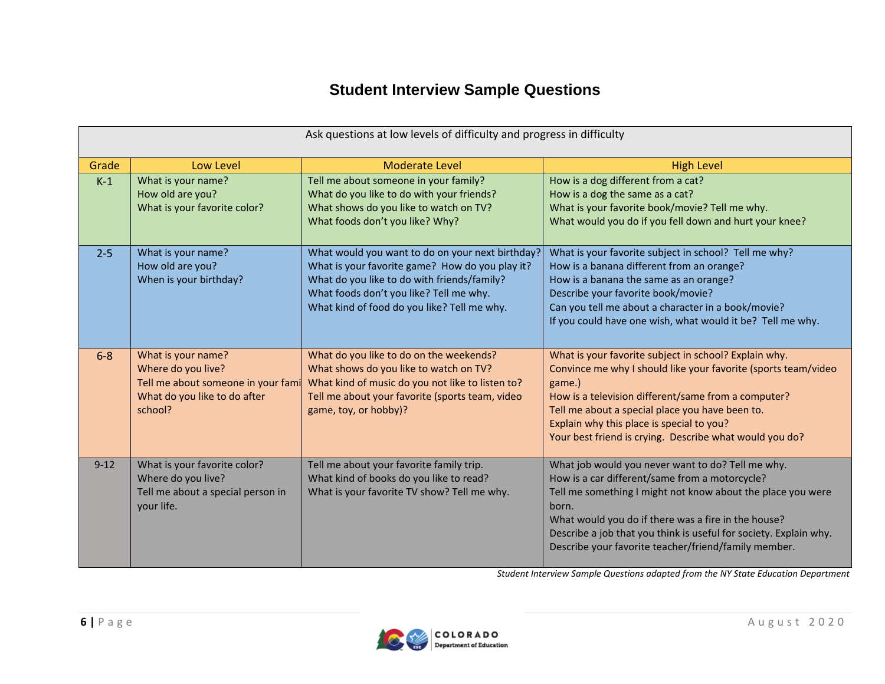# Student Interview Sample Questions

| Ask questions at low levels of difficulty and progress in difficulty | | | |
|---|---|---|---|
| **Grade** | **Low Level** | **Moderate Level** | **High Level** |
| K-1 | What is your name?<br>How old are you?<br>What is your favorite color? | Tell me about someone in your family?<br>What do you like to do with your friends?<br>What shows do you like to watch on TV?<br>What foods don't you like? Why? | How is a dog different from a cat?<br>How is a dog the same as a cat?<br>What is your favorite book/movie? Tell me why.<br>What would you do if you fell down and hurt your knee? |
| 2-5 | What is your name?<br>How old are you?<br>When is your birthday? | What would you want to do on your next birthday?<br>What is your favorite game? How do you play it?<br>What do you like to do with friends/family?<br>What foods don't you like? Tell me why.<br>What kind of food do you like? Tell me why. | What is your favorite subject in school? Tell me why?<br>How is a banana different from an orange?<br>How is a banana the same as an orange?<br>Describe your favorite book/movie?<br>Can you tell me about a character in a book/movie?<br>If you could have one wish, what would it be? Tell me why. |
| 6-8 | What is your name?<br>Where do you live?<br>Tell me about someone in your fami<br>What do you like to do after school? | What do you like to do on the weekends?<br>What shows do you like to watch on TV?<br>What kind of music do you not like to listen to?<br>Tell me about your favorite (sports team, video game, toy, or hobby)? | What is your favorite subject in school? Explain why.<br>Convince me why I should like your favorite (sports team/video game.)<br>How is a television different/same from a computer?<br>Tell me about a special place you have been to.<br>Explain why this place is special to you?<br>Your best friend is crying. Describe what would you do? |
| 9-12 | What is your favorite color?<br>Where do you live?<br>Tell me about a special person in your life. | Tell me about your favorite family trip.<br>What kind of books do you like to read?<br>What is your favorite TV show? Tell me why. | What job would you never want to do? Tell me why.<br>How is a car different/same from a motorcycle?<br>Tell me something I might not know about the place you were born.<br>What would you do if there was a fire in the house?<br>Describe a job that you think is useful for society. Explain why.<br>Describe your favorite teacher/friend/family member. |

*Student Interview Sample Questions adapted from the NY State Education Department*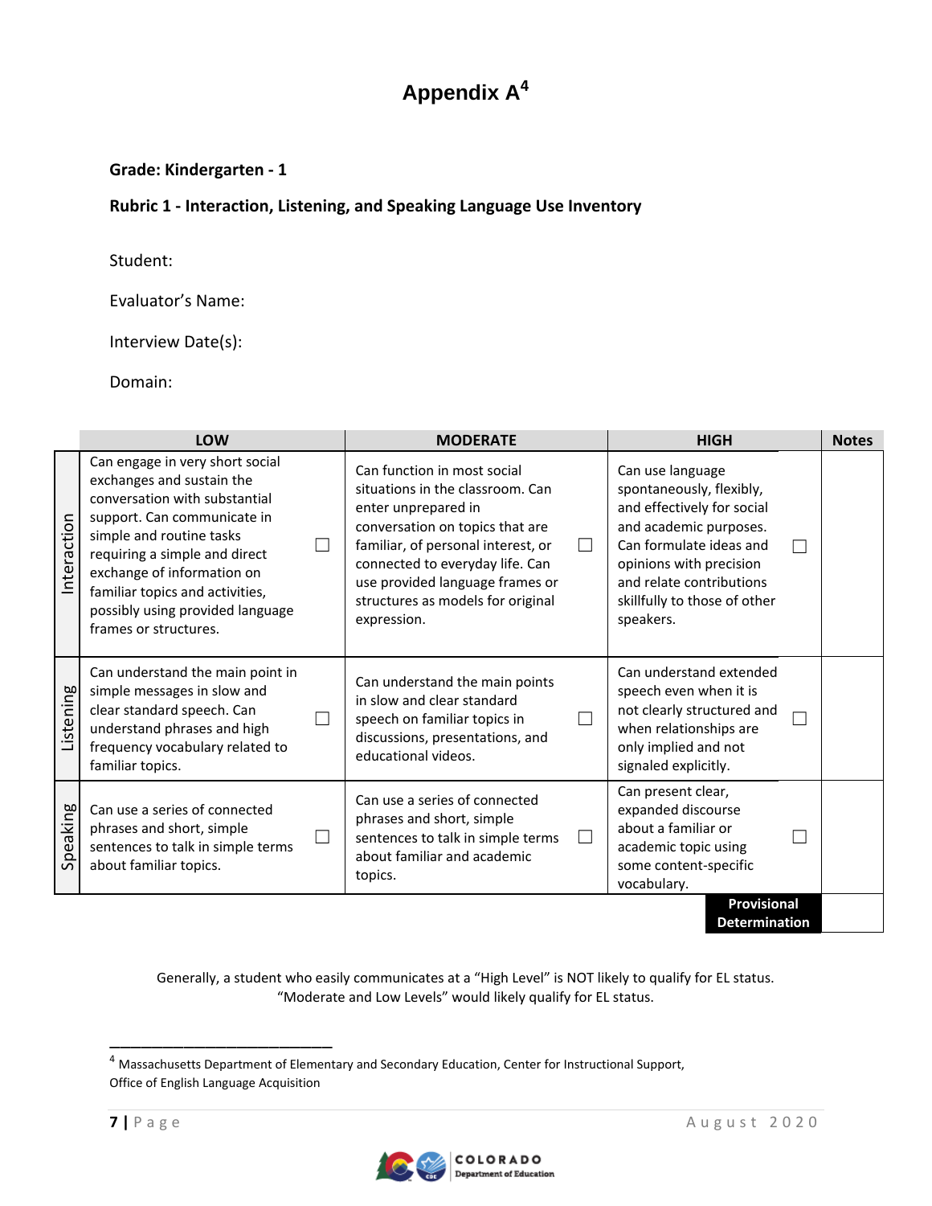# Appendix A[4]

**Grade: Kindergarten - 1**

**Rubric 1 - Interaction, Listening, and Speaking Language Use Inventory**

Student:

Evaluator's Name:

Interview Date(s):

Domain:

| | LOW | | MODERATE | | HIGH | | Notes |
|---|---|---|---|---|---|---|---|
| Interaction | Can engage in very short social exchanges and sustain the conversation with substantial support. Can communicate in simple and routine tasks requiring a simple and direct exchange of information on familiar topics and activities, possibly using provided language frames or structures. | ☐ | Can function in most social situations in the classroom. Can enter unprepared in conversation on topics that are familiar, of personal interest, or connected to everyday life. Can use provided language frames or structures as models for original expression. | ☐ | Can use language spontaneously, flexibly, and effectively for social and academic purposes. Can formulate ideas and opinions with precision and relate contributions skillfully to those of other speakers. | ☐ | |
| Listening | Can understand the main point in simple messages in slow and clear standard speech. Can understand phrases and high frequency vocabulary related to familiar topics. | ☐ | Can understand the main points in slow and clear standard speech on familiar topics in discussions, presentations, and educational videos. | ☐ | Can understand extended speech even when it is not clearly structured and when relationships are only implied and not signaled explicitly. | ☐ | |
| Speaking | Can use a series of connected phrases and short, simple sentences to talk in simple terms about familiar topics. | ☐ | Can use a series of connected phrases and short, simple sentences to talk in simple terms about familiar and academic topics. | ☐ | Can present clear, expanded discourse about a familiar or academic topic using some content-specific vocabulary. | ☐ | |
| | | | | | **Provisional Determination** | | |

Generally, a student who easily communicates at a "High Level" is NOT likely to qualify for EL status. "Moderate and Low Levels" would likely qualify for EL status.

---

[4] Massachusetts Department of Elementary and Secondary Education, Center for Instructional Support, Office of English Language Acquisition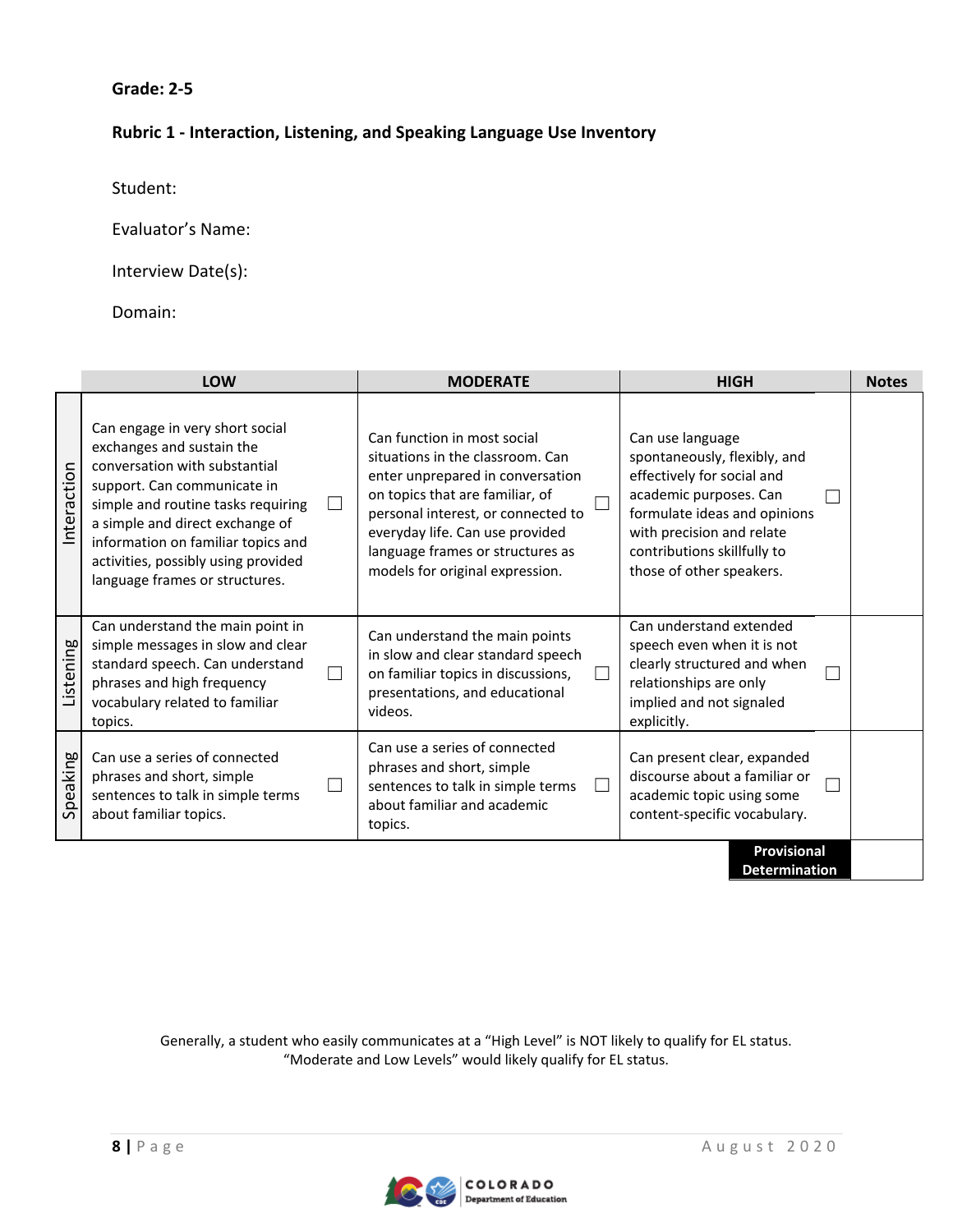**Grade: 2-5**

**Rubric 1 - Interaction, Listening, and Speaking Language Use Inventory**

Student:

Evaluator's Name:

Interview Date(s):

Domain:

| | LOW | MODERATE | HIGH | Notes |
|---|---|---|---|---|
| Interaction | Can engage in very short social exchanges and sustain the conversation with substantial support. Can communicate in simple and routine tasks requiring a simple and direct exchange of information on familiar topics and activities, possibly using provided language frames or structures. ☐ | Can function in most social situations in the classroom. Can enter unprepared in conversation on topics that are familiar, of personal interest, or connected to everyday life. Can use provided language frames or structures as models for original expression. ☐ | Can use language spontaneously, flexibly, and effectively for social and academic purposes. Can formulate ideas and opinions with precision and relate contributions skillfully to those of other speakers. ☐ | |
| Listening | Can understand the main point in simple messages in slow and clear standard speech. Can understand phrases and high frequency vocabulary related to familiar topics. ☐ | Can understand the main points in slow and clear standard speech on familiar topics in discussions, presentations, and educational videos. ☐ | Can understand extended speech even when it is not clearly structured and when relationships are only implied and not signaled explicitly. ☐ | |
| Speaking | Can use a series of connected phrases and short, simple sentences to talk in simple terms about familiar topics. ☐ | Can use a series of connected phrases and short, simple sentences to talk in simple terms about familiar and academic topics. ☐ | Can present clear, expanded discourse about a familiar or academic topic using some content-specific vocabulary. ☐ | |
| | | | **Provisional Determination** | |

Generally, a student who easily communicates at a "High Level" is NOT likely to qualify for EL status. "Moderate and Low Levels" would likely qualify for EL status.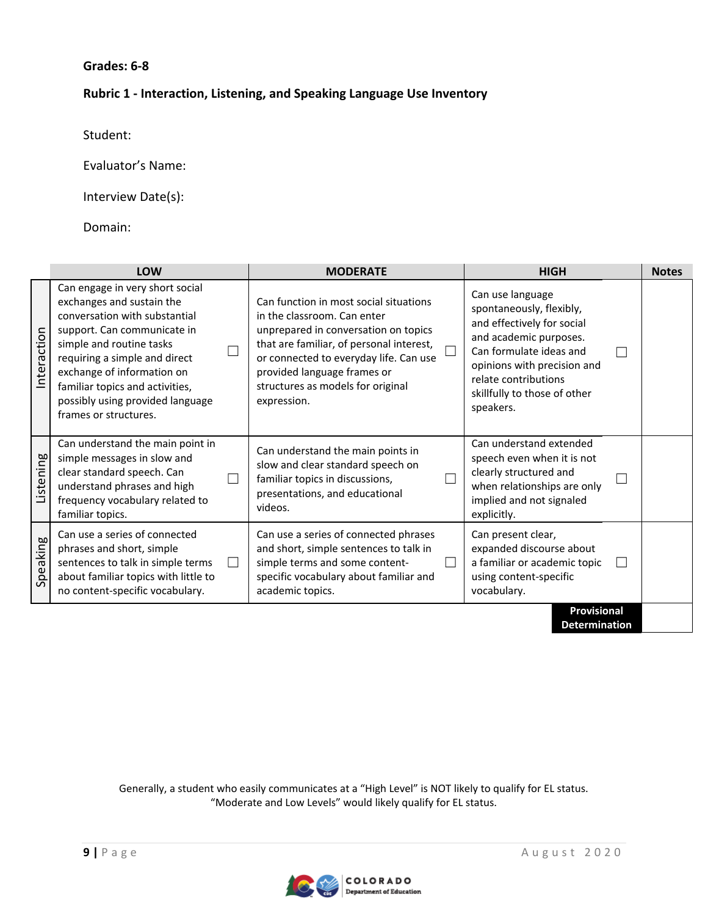**Grades: 6-8**

**Rubric 1 - Interaction, Listening, and Speaking Language Use Inventory**

Student:

Evaluator's Name:

Interview Date(s):

Domain:

| | LOW | | MODERATE | | HIGH | | Notes |
|---|---|---|---|---|---|---|---|
| Interaction | Can engage in very short social exchanges and sustain the conversation with substantial support. Can communicate in simple and routine tasks requiring a simple and direct exchange of information on familiar topics and activities, possibly using provided language frames or structures. | ☐ | Can function in most social situations in the classroom. Can enter unprepared in conversation on topics that are familiar, of personal interest, or connected to everyday life. Can use provided language frames or structures as models for original expression. | ☐ | Can use language spontaneously, flexibly, and effectively for social and academic purposes. Can formulate ideas and opinions with precision and relate contributions skillfully to those of other speakers. | ☐ | |
| Listening | Can understand the main point in simple messages in slow and clear standard speech. Can understand phrases and high frequency vocabulary related to familiar topics. | ☐ | Can understand the main points in slow and clear standard speech on familiar topics in discussions, presentations, and educational videos. | ☐ | Can understand extended speech even when it is not clearly structured and when relationships are only implied and not signaled explicitly. | ☐ | |
| Speaking | Can use a series of connected phrases and short, simple sentences to talk in simple terms about familiar topics with little to no content-specific vocabulary. | ☐ | Can use a series of connected phrases and short, simple sentences to talk in simple terms and some content-specific vocabulary about familiar and academic topics. | ☐ | Can present clear, expanded discourse about a familiar or academic topic using content-specific vocabulary. | ☐ | |
| | | | | | **Provisional Determination** | | |

Generally, a student who easily communicates at a "High Level" is NOT likely to qualify for EL status. "Moderate and Low Levels" would likely qualify for EL status.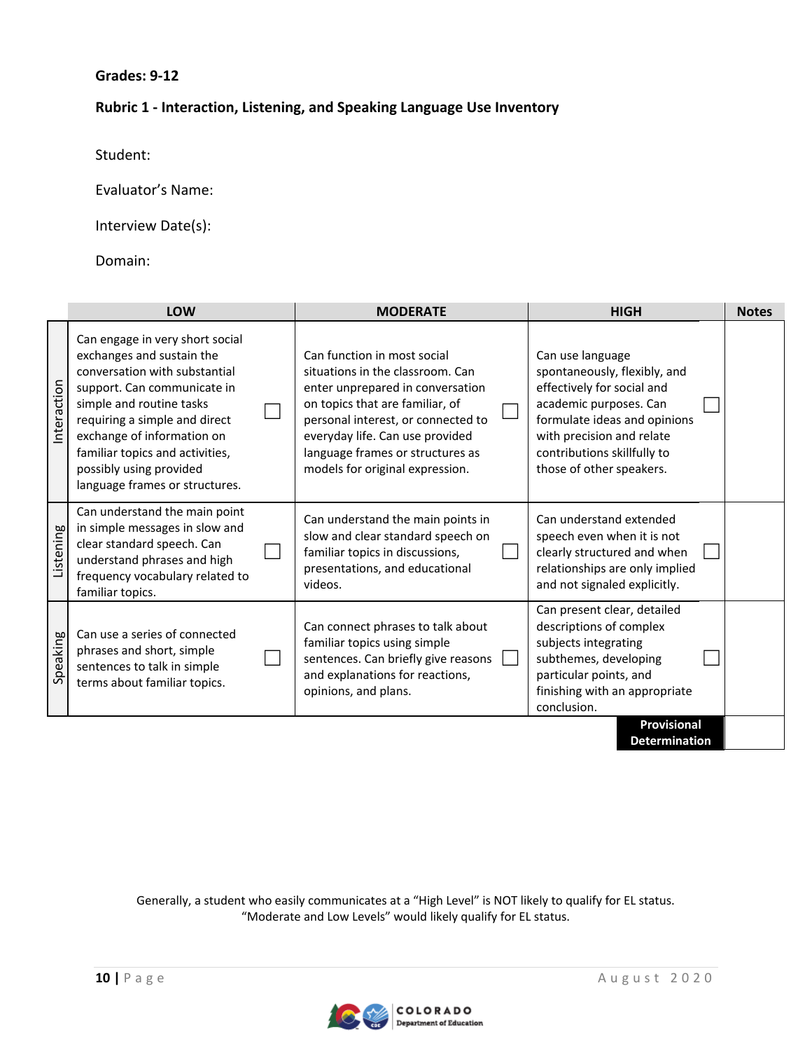**Grades: 9-12**

**Rubric 1 - Interaction, Listening, and Speaking Language Use Inventory**

Student:

Evaluator's Name:

Interview Date(s):

Domain:

| | LOW | | MODERATE | | HIGH | | Notes |
|---|---|---|---|---|---|---|---|
| Interaction | Can engage in very short social exchanges and sustain the conversation with substantial support. Can communicate in simple and routine tasks requiring a simple and direct exchange of information on familiar topics and activities, possibly using provided language frames or structures. | ☐ | Can function in most social situations in the classroom. Can enter unprepared in conversation on topics that are familiar, of personal interest, or connected to everyday life. Can use provided language frames or structures as models for original expression. | ☐ | Can use language spontaneously, flexibly, and effectively for social and academic purposes. Can formulate ideas and opinions with precision and relate contributions skillfully to those of other speakers. | ☐ | |
| Listening | Can understand the main point in simple messages in slow and clear standard speech. Can understand phrases and high frequency vocabulary related to familiar topics. | ☐ | Can understand the main points in slow and clear standard speech on familiar topics in discussions, presentations, and educational videos. | ☐ | Can understand extended speech even when it is not clearly structured and when relationships are only implied and not signaled explicitly. | ☐ | |
| Speaking | Can use a series of connected phrases and short, simple sentences to talk in simple terms about familiar topics. | ☐ | Can connect phrases to talk about familiar topics using simple sentences. Can briefly give reasons and explanations for reactions, opinions, and plans. | ☐ | Can present clear, detailed descriptions of complex subjects integrating subthemes, developing particular points, and finishing with an appropriate conclusion. | ☐ | |
| | | | | | **Provisional Determination** | | |

Generally, a student who easily communicates at a "High Level" is NOT likely to qualify for EL status. "Moderate and Low Levels" would likely qualify for EL status.